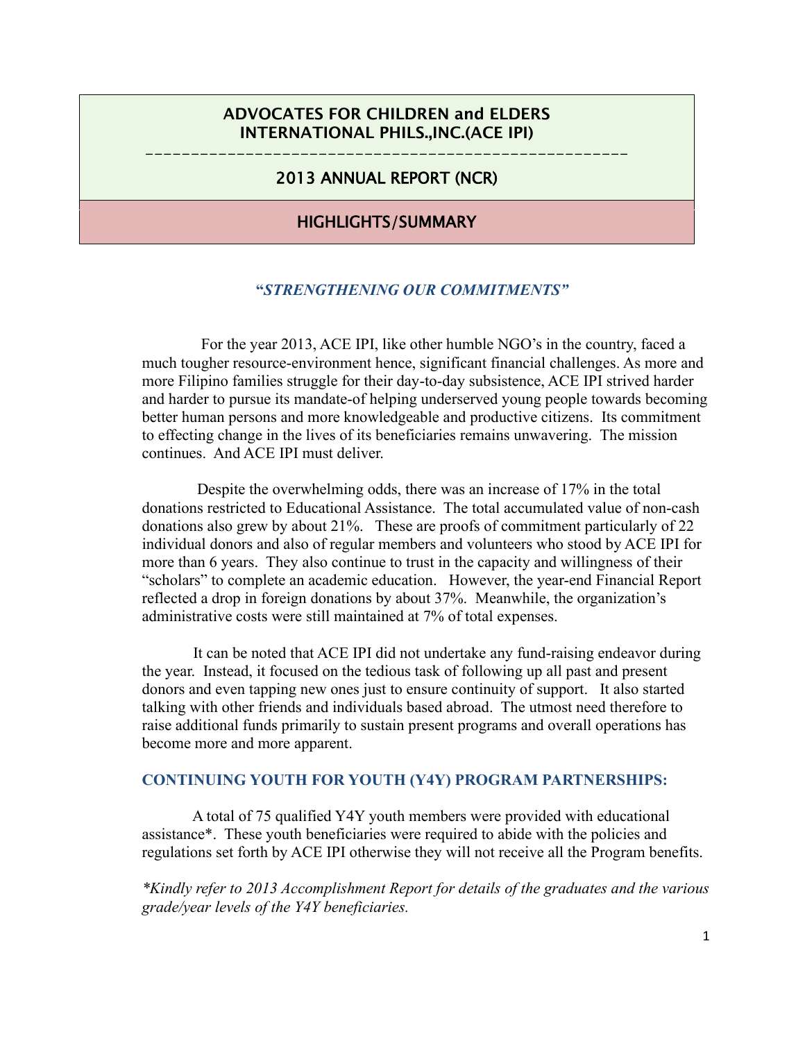# ADVOCATES FOR CHILDREN and ELDERS INTERNATIONAL PHILS.,INC.(ACE IPI)

## 2013 ANNUAL REPORT (NCR)

## HIGHLIGHTS/SUMMARY

***"STRENGTHENING OUR COMMITMENTS"***

For the year 2013, ACE IPI, like other humble NGO's in the country, faced a much tougher resource-environment hence, significant financial challenges. As more and more Filipino families struggle for their day-to-day subsistence, ACE IPI strived harder and harder to pursue its mandate-of helping underserved young people towards becoming better human persons and more knowledgeable and productive citizens. Its commitment to effecting change in the lives of its beneficiaries remains unwavering. The mission continues. And ACE IPI must deliver.

Despite the overwhelming odds, there was an increase of 17% in the total donations restricted to Educational Assistance. The total accumulated value of non-cash donations also grew by about 21%. These are proofs of commitment particularly of 22 individual donors and also of regular members and volunteers who stood by ACE IPI for more than 6 years. They also continue to trust in the capacity and willingness of their "scholars" to complete an academic education. However, the year-end Financial Report reflected a drop in foreign donations by about 37%. Meanwhile, the organization's administrative costs were still maintained at 7% of total expenses.

It can be noted that ACE IPI did not undertake any fund-raising endeavor during the year. Instead, it focused on the tedious task of following up all past and present donors and even tapping new ones just to ensure continuity of support. It also started talking with other friends and individuals based abroad. The utmost need therefore to raise additional funds primarily to sustain present programs and overall operations has become more and more apparent.

### CONTINUING YOUTH FOR YOUTH (Y4Y) PROGRAM PARTNERSHIPS:

A total of 75 qualified Y4Y youth members were provided with educational assistance*. These youth beneficiaries were required to abide with the policies and regulations set forth by ACE IPI otherwise they will not receive all the Program benefits.

*\*Kindly refer to 2013 Accomplishment Report for details of the graduates and the various grade/year levels of the Y4Y beneficiaries.*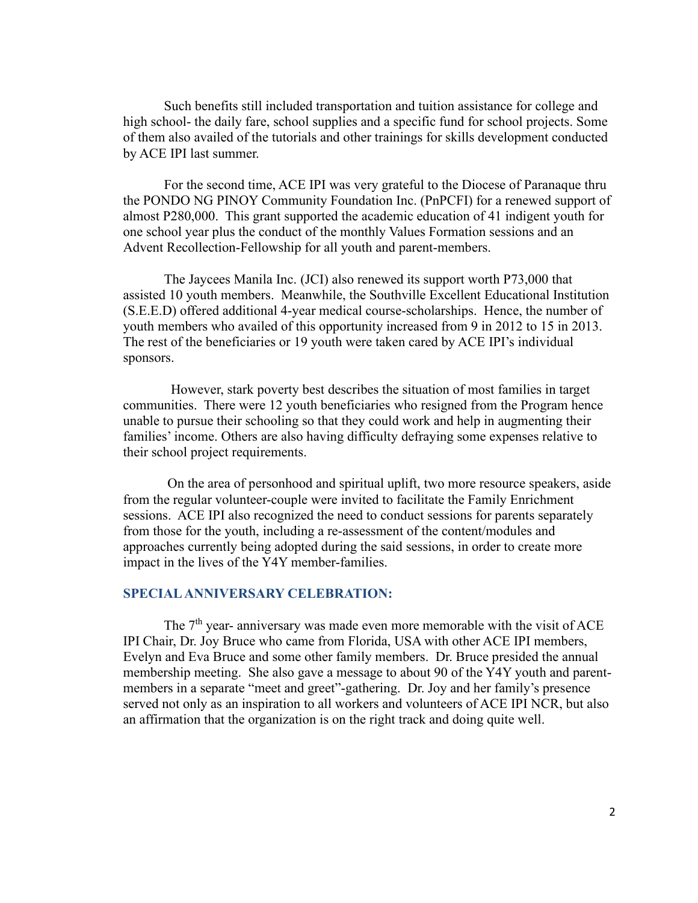Such benefits still included transportation and tuition assistance for college and high school- the daily fare, school supplies and a specific fund for school projects. Some of them also availed of the tutorials and other trainings for skills development conducted by ACE IPI last summer.

For the second time, ACE IPI was very grateful to the Diocese of Paranaque thru the PONDO NG PINOY Community Foundation Inc. (PnPCFI) for a renewed support of almost P280,000. This grant supported the academic education of 41 indigent youth for one school year plus the conduct of the monthly Values Formation sessions and an Advent Recollection-Fellowship for all youth and parent-members.

The Jaycees Manila Inc. (JCI) also renewed its support worth P73,000 that assisted 10 youth members. Meanwhile, the Southville Excellent Educational Institution (S.E.E.D) offered additional 4-year medical course-scholarships. Hence, the number of youth members who availed of this opportunity increased from 9 in 2012 to 15 in 2013. The rest of the beneficiaries or 19 youth were taken cared by ACE IPI's individual sponsors.

However, stark poverty best describes the situation of most families in target communities. There were 12 youth beneficiaries who resigned from the Program hence unable to pursue their schooling so that they could work and help in augmenting their families' income. Others are also having difficulty defraying some expenses relative to their school project requirements.

On the area of personhood and spiritual uplift, two more resource speakers, aside from the regular volunteer-couple were invited to facilitate the Family Enrichment sessions. ACE IPI also recognized the need to conduct sessions for parents separately from those for the youth, including a re-assessment of the content/modules and approaches currently being adopted during the said sessions, in order to create more impact in the lives of the Y4Y member-families.

### SPECIAL ANNIVERSARY CELEBRATION:

The 7th year- anniversary was made even more memorable with the visit of ACE IPI Chair, Dr. Joy Bruce who came from Florida, USA with other ACE IPI members, Evelyn and Eva Bruce and some other family members. Dr. Bruce presided the annual membership meeting. She also gave a message to about 90 of the Y4Y youth and parent-members in a separate "meet and greet"-gathering. Dr. Joy and her family's presence served not only as an inspiration to all workers and volunteers of ACE IPI NCR, but also an affirmation that the organization is on the right track and doing quite well.